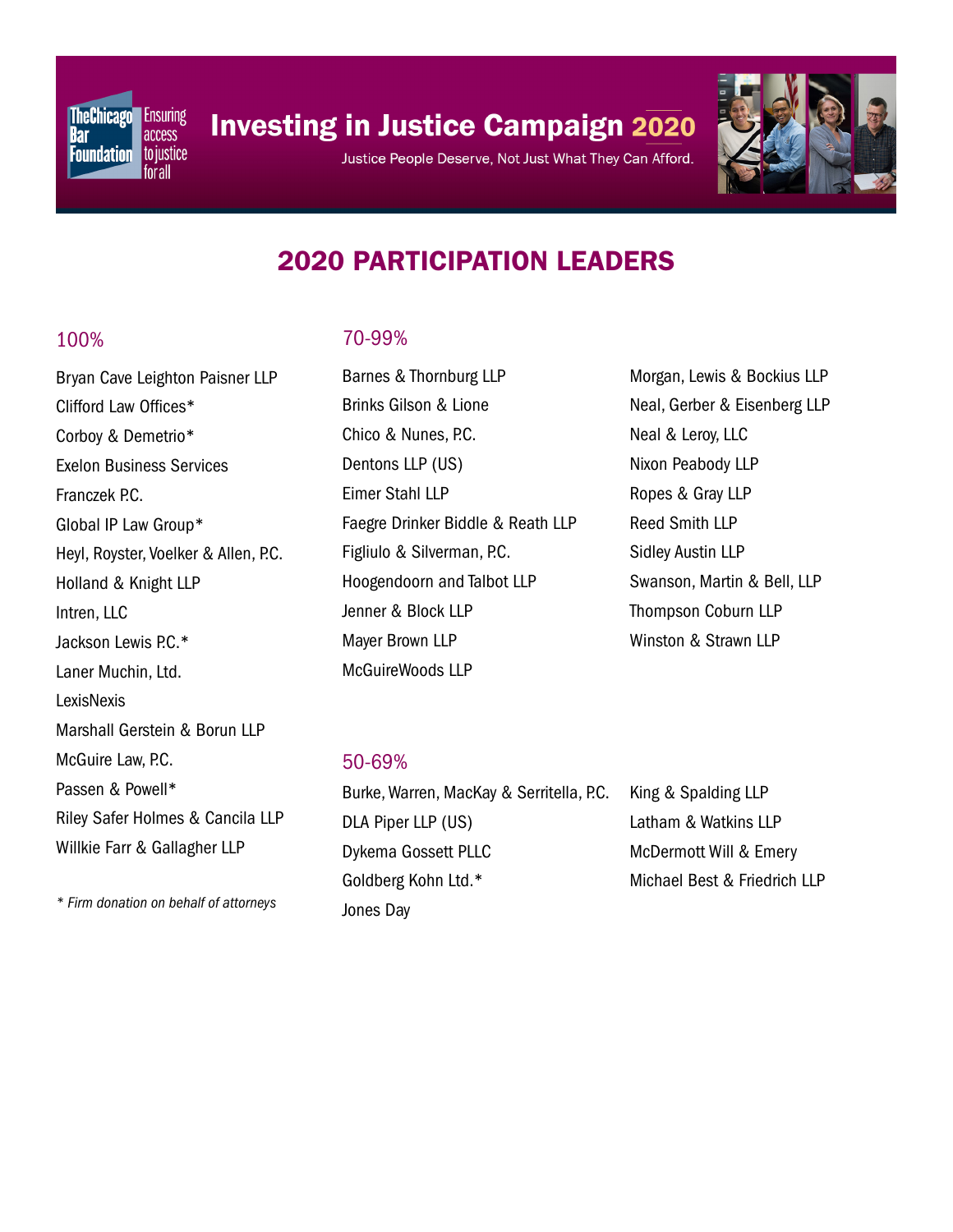The Chicago Bar Foundation — Ensuring access to justice for all

# Investing in Justice Campaign 2020

Justice People Deserve, Not Just What They Can Afford.

## 2020 PARTICIPATION LEADERS

### 100%

Bryan Cave Leighton Paisner LLP
Clifford Law Offices*
Corboy & Demetrio*
Exelon Business Services
Franczek P.C.
Global IP Law Group*
Heyl, Royster, Voelker & Allen, P.C.
Holland & Knight LLP
Intren, LLC
Jackson Lewis P.C.*
Laner Muchin, Ltd.
LexisNexis
Marshall Gerstein & Borun LLP
McGuire Law, P.C.
Passen & Powell*
Riley Safer Holmes & Cancila LLP
Willkie Farr & Gallagher LLP

*\* Firm donation on behalf of attorneys*

### 70-99%

Barnes & Thornburg LLP
Brinks Gilson & Lione
Chico & Nunes, P.C.
Dentons LLP (US)
Eimer Stahl LLP
Faegre Drinker Biddle & Reath LLP
Figliulo & Silverman, P.C.
Hoogendoorn and Talbot LLP
Jenner & Block LLP
Mayer Brown LLP
McGuireWoods LLP
Morgan, Lewis & Bockius LLP
Neal, Gerber & Eisenberg LLP
Neal & Leroy, LLC
Nixon Peabody LLP
Ropes & Gray LLP
Reed Smith LLP
Sidley Austin LLP
Swanson, Martin & Bell, LLP
Thompson Coburn LLP
Winston & Strawn LLP

### 50-69%

Burke, Warren, MacKay & Serritella, P.C.
DLA Piper LLP (US)
Dykema Gossett PLLC
Goldberg Kohn Ltd.*
Jones Day
King & Spalding LLP
Latham & Watkins LLP
McDermott Will & Emery
Michael Best & Friedrich LLP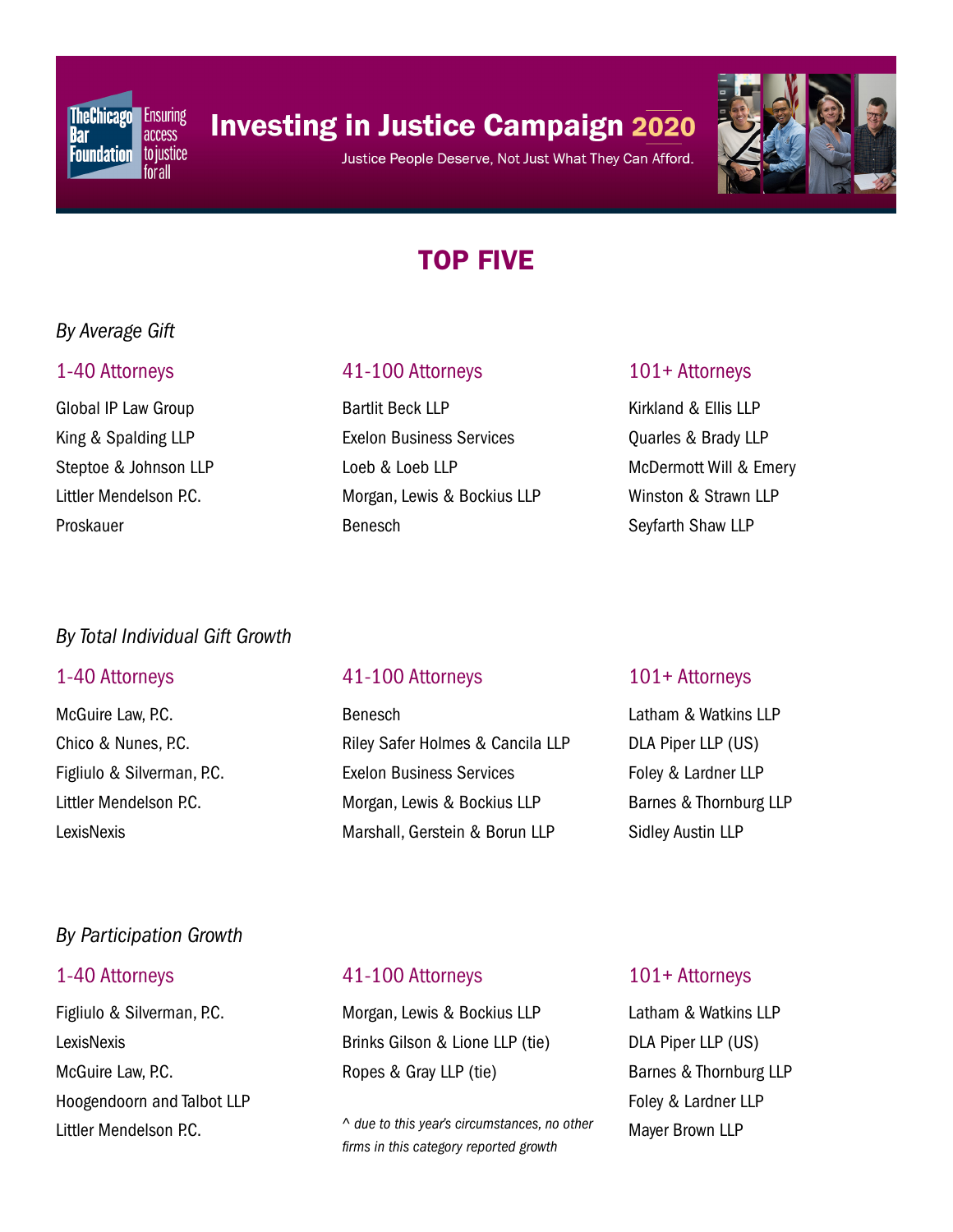The Chicago Bar Foundation — Ensuring access to justice for all

# Investing in Justice Campaign 2020

Justice People Deserve, Not Just What They Can Afford.

## TOP FIVE

*By Average Gift*

### 1-40 Attorneys

Global IP Law Group
King & Spalding LLP
Steptoe & Johnson LLP
Littler Mendelson P.C.
Proskauer

### 41-100 Attorneys

Bartlit Beck LLP
Exelon Business Services
Loeb & Loeb LLP
Morgan, Lewis & Bockius LLP
Benesch

### 101+ Attorneys

Kirkland & Ellis LLP
Quarles & Brady LLP
McDermott Will & Emery
Winston & Strawn LLP
Seyfarth Shaw LLP

*By Total Individual Gift Growth*

### 1-40 Attorneys

McGuire Law, P.C.
Chico & Nunes, P.C.
Figliulo & Silverman, P.C.
Littler Mendelson P.C.
LexisNexis

### 41-100 Attorneys

Benesch
Riley Safer Holmes & Cancila LLP
Exelon Business Services
Morgan, Lewis & Bockius LLP
Marshall, Gerstein & Borun LLP

### 101+ Attorneys

Latham & Watkins LLP
DLA Piper LLP (US)
Foley & Lardner LLP
Barnes & Thornburg LLP
Sidley Austin LLP

*By Participation Growth*

### 1-40 Attorneys

Figliulo & Silverman, P.C.
LexisNexis
McGuire Law, P.C.
Hoogendoorn and Talbot LLP
Littler Mendelson P.C.

### 41-100 Attorneys

Morgan, Lewis & Bockius LLP
Brinks Gilson & Lione LLP (tie)
Ropes & Gray LLP (tie)

*^ due to this year's circumstances, no other firms in this category reported growth*

### 101+ Attorneys

Latham & Watkins LLP
DLA Piper LLP (US)
Barnes & Thornburg LLP
Foley & Lardner LLP
Mayer Brown LLP